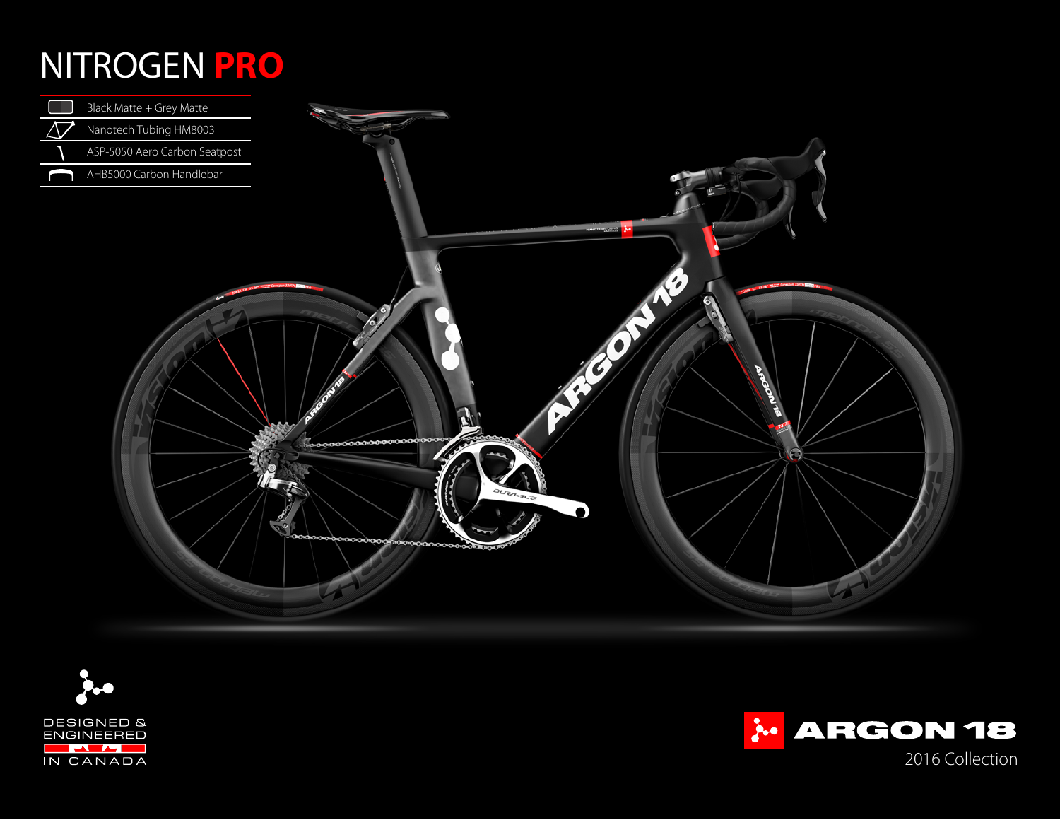# NITROGEN **PRO**

- Black Matte + Grey Matte
- Nanotech Tubing HM8003
- ASP-5050 Aero Carbon Seatpost
- AHB5000 Carbon Handlebar

DESIGNED & ENGINEERED IN CANADA

ARGON 18

2016 Collection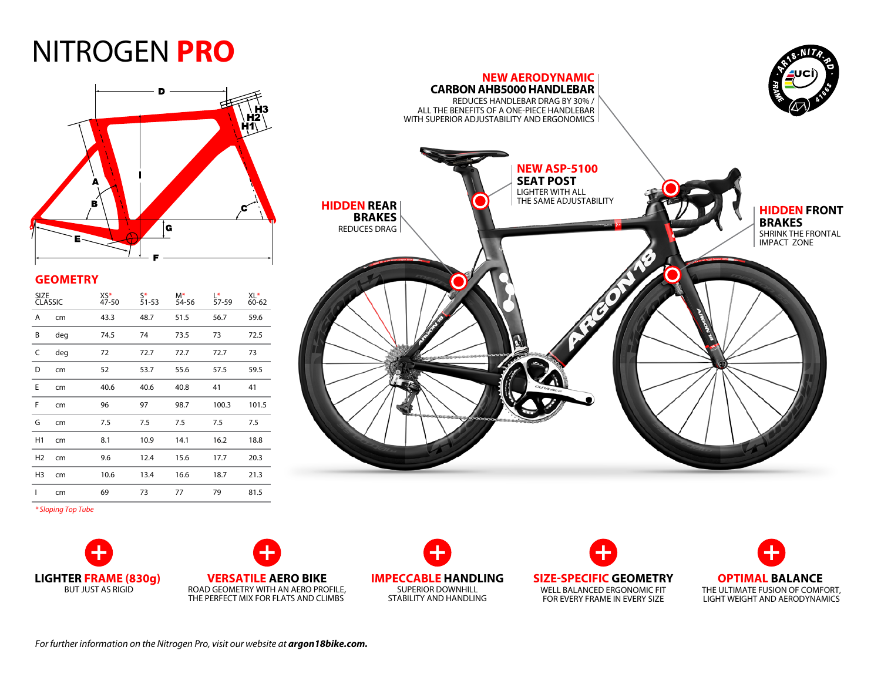# NITROGEN **PRO**

## GEOMETRY

| SIZE CLASSIC | | XS* 47-50 | S* 51-53 | M* 54-56 | L* 57-59 | XL* 60-62 |
|---|---|---|---|---|---|---|
| A | cm | 43.3 | 48.7 | 51.5 | 56.7 | 59.6 |
| B | deg | 74.5 | 74 | 73.5 | 73 | 72.5 |
| C | deg | 72 | 72.7 | 72.7 | 72.7 | 73 |
| D | cm | 52 | 53.7 | 55.6 | 57.5 | 59.5 |
| E | cm | 40.6 | 40.6 | 40.8 | 41 | 41 |
| F | cm | 96 | 97 | 98.7 | 100.3 | 101.5 |
| G | cm | 7.5 | 7.5 | 7.5 | 7.5 | 7.5 |
| H1 | cm | 8.1 | 10.9 | 14.1 | 16.2 | 18.8 |
| H2 | cm | 9.6 | 12.4 | 15.6 | 17.7 | 20.3 |
| H3 | cm | 10.6 | 13.4 | 16.6 | 18.7 | 21.3 |
| I | cm | 69 | 73 | 77 | 79 | 81.5 |

*\* Sloping Top Tube*

**NEW AERODYNAMIC CARBON AHB5000 HANDLEBAR**
REDUCES HANDLEBAR DRAG BY 30% / ALL THE BENEFITS OF A ONE-PIECE HANDLEBAR WITH SUPERIOR ADJUSTABILITY AND ERGONOMICS

**NEW ASP-5100 SEAT POST**
LIGHTER WITH ALL THE SAME ADJUSTABILITY

**HIDDEN REAR BRAKES**
REDUCES DRAG

**HIDDEN FRONT BRAKES**
SHRINK THE FRONTAL IMPACT ZONE

**LIGHTER FRAME (830g)**
BUT JUST AS RIGID

**VERSATILE AERO BIKE**
ROAD GEOMETRY WITH AN AERO PROFILE, THE PERFECT MIX FOR FLATS AND CLIMBS

**IMPECCABLE HANDLING**
SUPERIOR DOWNHILL STABILITY AND HANDLING

**SIZE-SPECIFIC GEOMETRY**
WELL BALANCED ERGONOMIC FIT FOR EVERY FRAME IN EVERY SIZE

**OPTIMAL BALANCE**
THE ULTIMATE FUSION OF COMFORT, LIGHT WEIGHT AND AERODYNAMICS

*For further information on the Nitrogen Pro, visit our website at* ***argon18bike.com.***